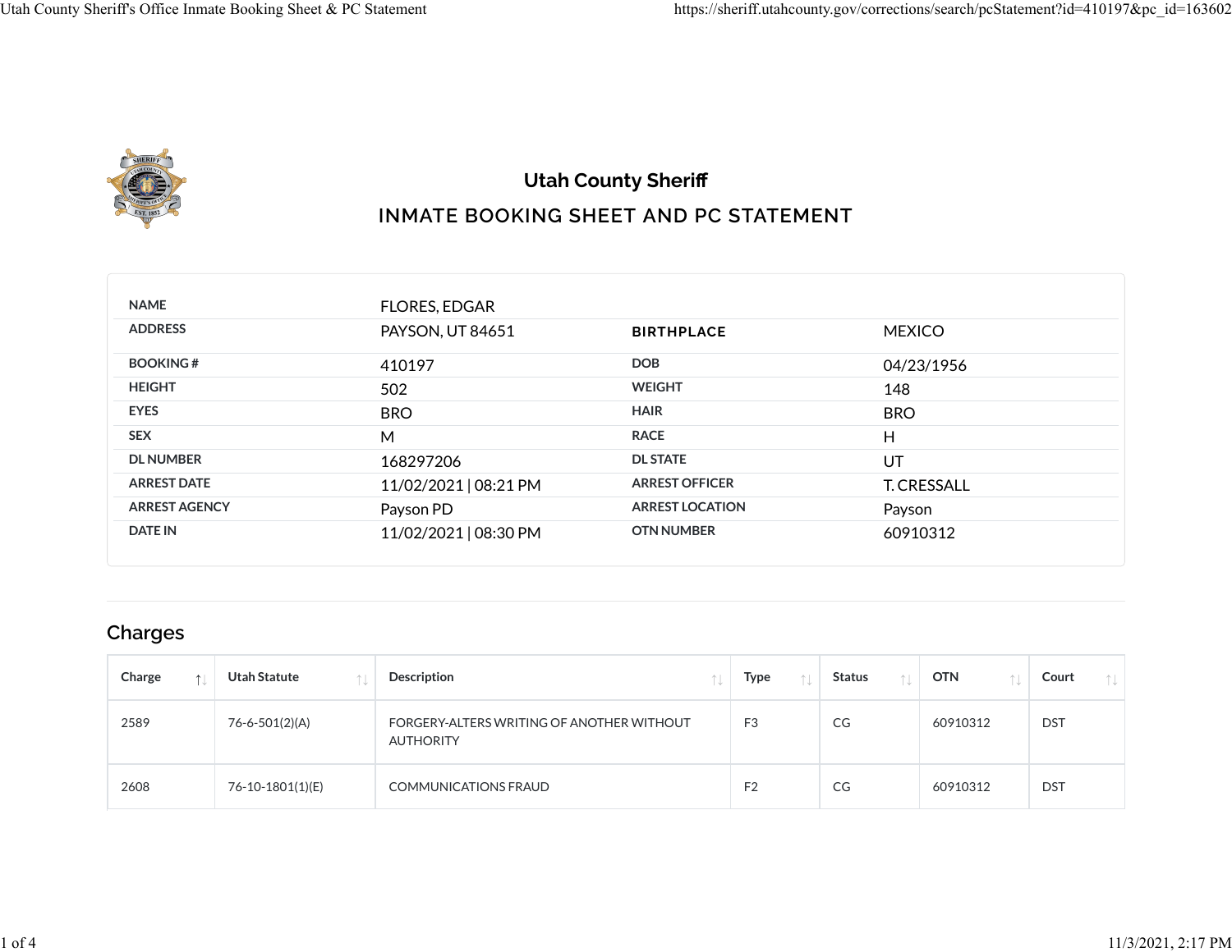# Utah County Sheriff

## INMATE BOOKING SHEET AND PC STATEMENT

| | | | |
|---|---|---|---|
| NAME | FLORES, EDGAR | | |
| ADDRESS | PAYSON, UT 84651 | BIRTHPLACE | MEXICO |
| BOOKING # | 410197 | DOB | 04/23/1956 |
| HEIGHT | 502 | WEIGHT | 148 |
| EYES | BRO | HAIR | BRO |
| SEX | M | RACE | H |
| DL NUMBER | 168297206 | DL STATE | UT |
| ARREST DATE | 11/02/2021 \| 08:21 PM | ARREST OFFICER | T. CRESSALL |
| ARREST AGENCY | Payson PD | ARREST LOCATION | Payson |
| DATE IN | 11/02/2021 \| 08:30 PM | OTN NUMBER | 60910312 |

## Charges

| Charge | Utah Statute | Description | Type | Status | OTN | Court |
|---|---|---|---|---|---|---|
| 2589 | 76-6-501(2)(A) | FORGERY-ALTERS WRITING OF ANOTHER WITHOUT AUTHORITY | F3 | CG | 60910312 | DST |
| 2608 | 76-10-1801(1)(E) | COMMUNICATIONS FRAUD | F2 | CG | 60910312 | DST |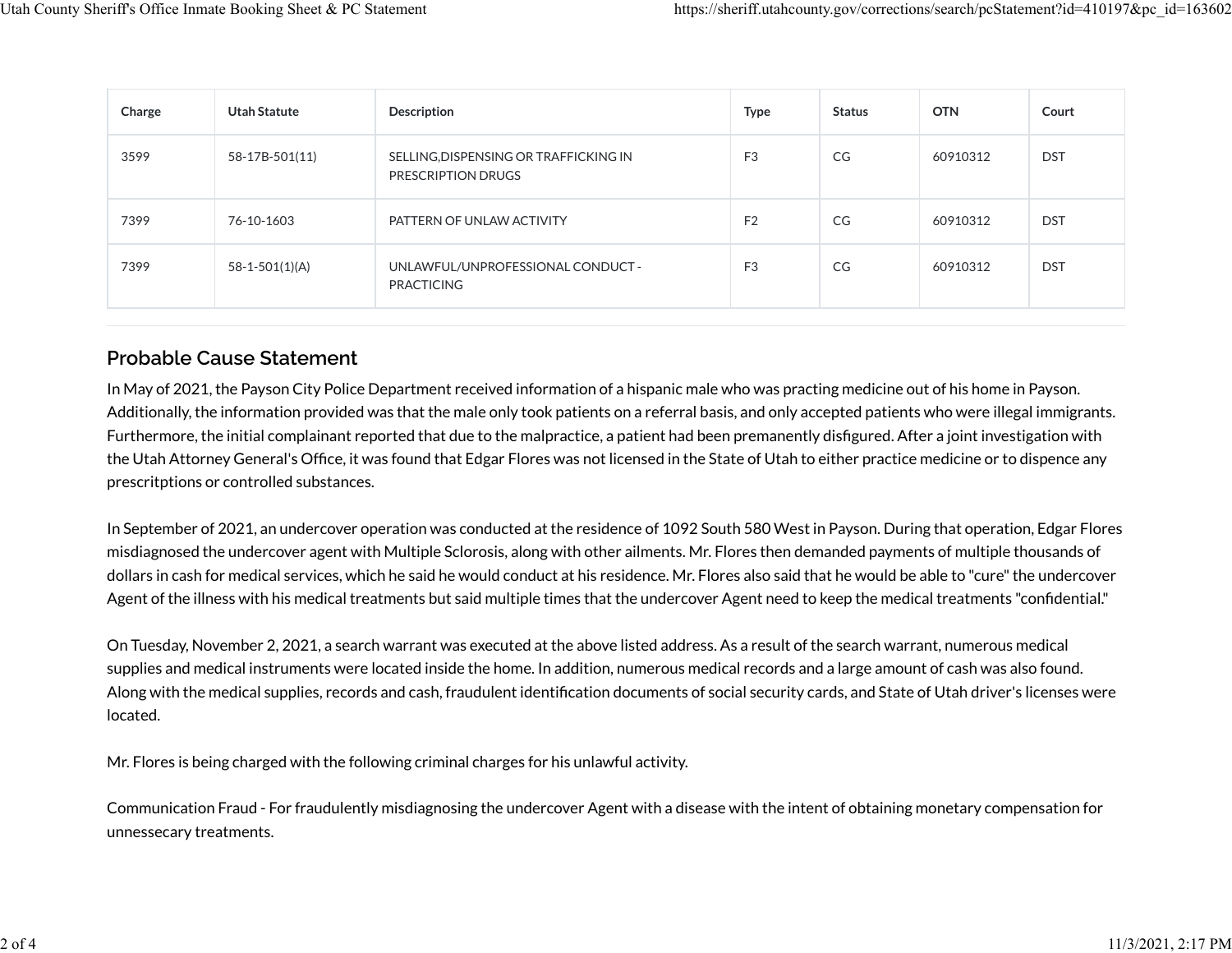| Charge | Utah Statute | Description | Type | Status | OTN | Court |
|---|---|---|---|---|---|---|
| 3599 | 58-17B-501(11) | SELLING,DISPENSING OR TRAFFICKING IN PRESCRIPTION DRUGS | F3 | CG | 60910312 | DST |
| 7399 | 76-10-1603 | PATTERN OF UNLAW ACTIVITY | F2 | CG | 60910312 | DST |
| 7399 | 58-1-501(1)(A) | UNLAWFUL/UNPROFESSIONAL CONDUCT - PRACTICING | F3 | CG | 60910312 | DST |

## Probable Cause Statement

In May of 2021, the Payson City Police Department received information of a hispanic male who was practing medicine out of his home in Payson. Additionally, the information provided was that the male only took patients on a referral basis, and only accepted patients who were illegal immigrants. Furthermore, the initial complainant reported that due to the malpractice, a patient had been premanently disfigured. After a joint investigation with the Utah Attorney General's Office, it was found that Edgar Flores was not licensed in the State of Utah to either practice medicine or to dispence any prescritptions or controlled substances.

In September of 2021, an undercover operation was conducted at the residence of 1092 South 580 West in Payson. During that operation, Edgar Flores misdiagnosed the undercover agent with Multiple Sclorosis, along with other ailments. Mr. Flores then demanded payments of multiple thousands of dollars in cash for medical services, which he said he would conduct at his residence. Mr. Flores also said that he would be able to "cure" the undercover Agent of the illness with his medical treatments but said multiple times that the undercover Agent need to keep the medical treatments "confidential."

On Tuesday, November 2, 2021, a search warrant was executed at the above listed address. As a result of the search warrant, numerous medical supplies and medical instruments were located inside the home. In addition, numerous medical records and a large amount of cash was also found. Along with the medical supplies, records and cash, fraudulent identification documents of social security cards, and State of Utah driver's licenses were located.

Mr. Flores is being charged with the following criminal charges for his unlawful activity.

Communication Fraud - For fraudulently misdiagnosing the undercover Agent with a disease with the intent of obtaining monetary compensation for unnessecary treatments.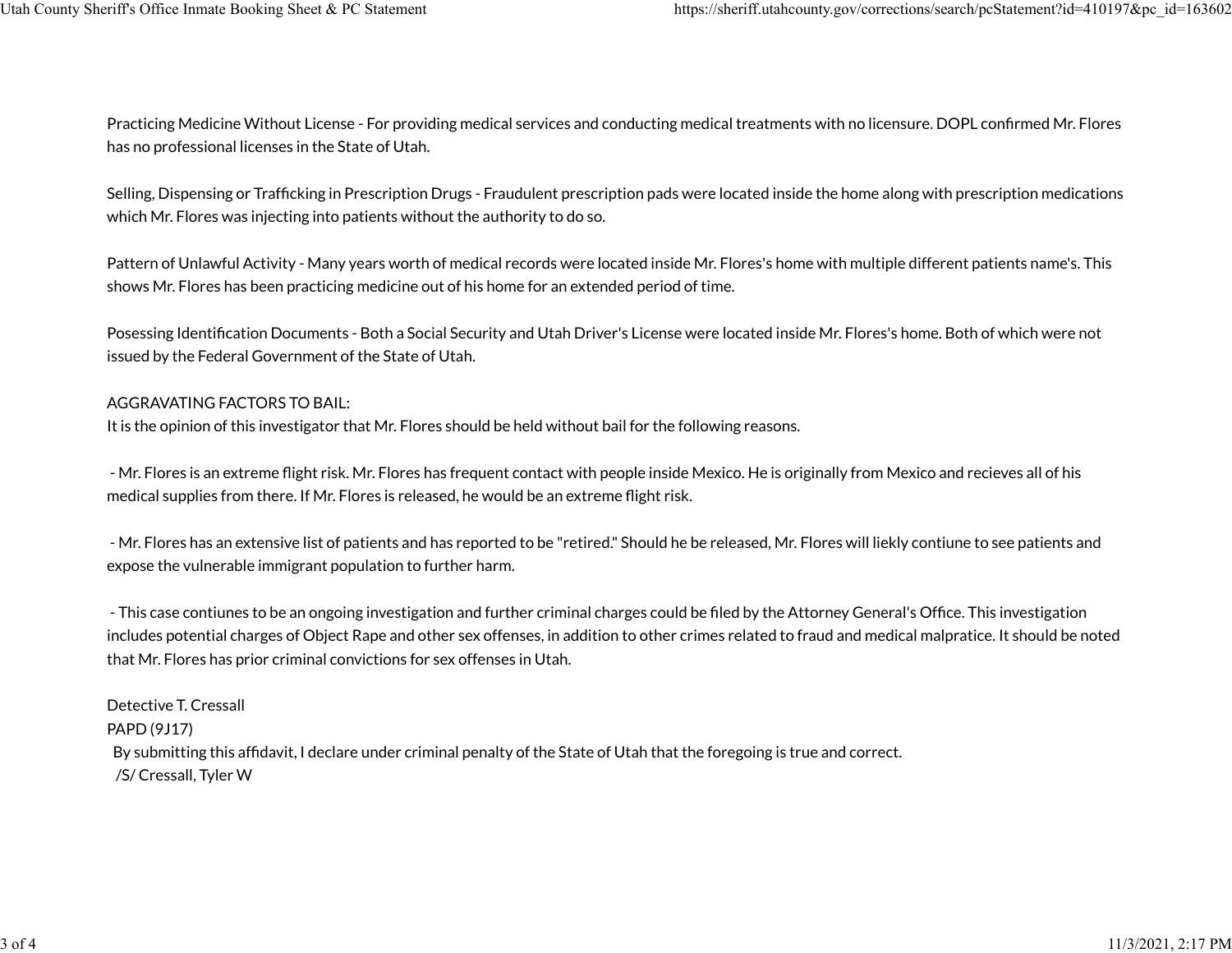Practicing Medicine Without License - For providing medical services and conducting medical treatments with no licensure. DOPL confirmed Mr. Flores has no professional licenses in the State of Utah.

Selling, Dispensing or Trafficking in Prescription Drugs - Fraudulent prescription pads were located inside the home along with prescription medications which Mr. Flores was injecting into patients without the authority to do so.

Pattern of Unlawful Activity - Many years worth of medical records were located inside Mr. Flores's home with multiple different patients name's. This shows Mr. Flores has been practicing medicine out of his home for an extended period of time.

Posessing Identification Documents - Both a Social Security and Utah Driver's License were located inside Mr. Flores's home. Both of which were not issued by the Federal Government of the State of Utah.

AGGRAVATING FACTORS TO BAIL:
It is the opinion of this investigator that Mr. Flores should be held without bail for the following reasons.

- Mr. Flores is an extreme flight risk. Mr. Flores has frequent contact with people inside Mexico. He is originally from Mexico and recieves all of his medical supplies from there. If Mr. Flores is released, he would be an extreme flight risk.

- Mr. Flores has an extensive list of patients and has reported to be "retired." Should he be released, Mr. Flores will liekly contiune to see patients and expose the vulnerable immigrant population to further harm.

- This case contiunes to be an ongoing investigation and further criminal charges could be filed by the Attorney General's Office. This investigation includes potential charges of Object Rape and other sex offenses, in addition to other crimes related to fraud and medical malpratice. It should be noted that Mr. Flores has prior criminal convictions for sex offenses in Utah.

Detective T. Cressall
PAPD (9J17)
By submitting this affidavit, I declare under criminal penalty of the State of Utah that the foregoing is true and correct.
/S/ Cressall, Tyler W